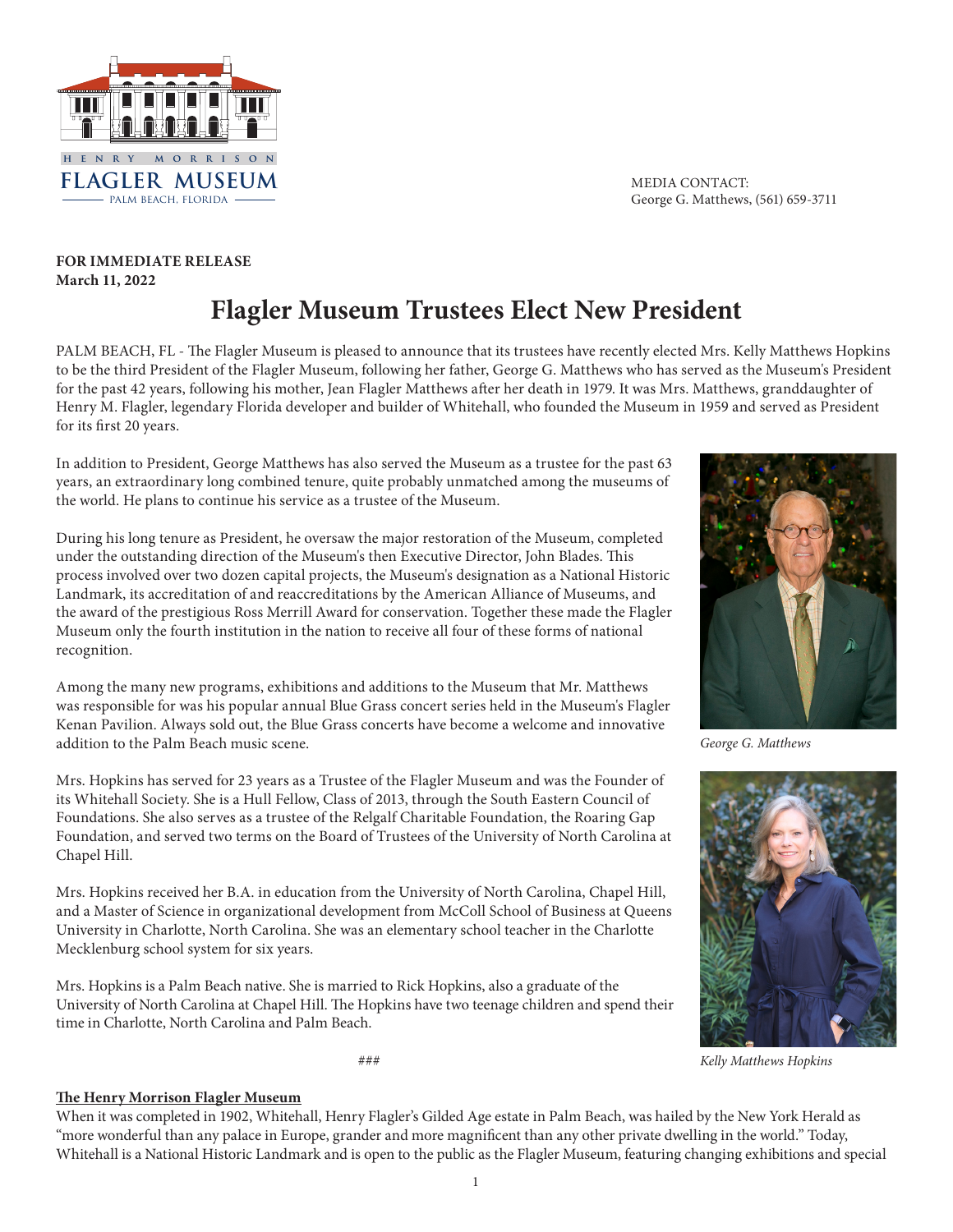HENRY MORRISON
FLAGLER MUSEUM
PALM BEACH, FLORIDA

MEDIA CONTACT:
George G. Matthews, (561) 659-3711

**FOR IMMEDIATE RELEASE**
**March 11, 2022**

# Flagler Museum Trustees Elect New President

PALM BEACH, FL - The Flagler Museum is pleased to announce that its trustees have recently elected Mrs. Kelly Matthews Hopkins to be the third President of the Flagler Museum, following her father, George G. Matthews who has served as the Museum's President for the past 42 years, following his mother, Jean Flagler Matthews after her death in 1979. It was Mrs. Matthews, granddaughter of Henry M. Flagler, legendary Florida developer and builder of Whitehall, who founded the Museum in 1959 and served as President for its first 20 years.

In addition to President, George Matthews has also served the Museum as a trustee for the past 63 years, an extraordinary long combined tenure, quite probably unmatched among the museums of the world. He plans to continue his service as a trustee of the Museum.

During his long tenure as President, he oversaw the major restoration of the Museum, completed under the outstanding direction of the Museum's then Executive Director, John Blades. This process involved over two dozen capital projects, the Museum's designation as a National Historic Landmark, its accreditation of and reaccreditations by the American Alliance of Museums, and the award of the prestigious Ross Merrill Award for conservation. Together these made the Flagler Museum only the fourth institution in the nation to receive all four of these forms of national recognition.

Among the many new programs, exhibitions and additions to the Museum that Mr. Matthews was responsible for was his popular annual Blue Grass concert series held in the Museum's Flagler Kenan Pavilion. Always sold out, the Blue Grass concerts have become a welcome and innovative addition to the Palm Beach music scene.

*George G. Matthews*

Mrs. Hopkins has served for 23 years as a Trustee of the Flagler Museum and was the Founder of its Whitehall Society. She is a Hull Fellow, Class of 2013, through the South Eastern Council of Foundations. She also serves as a trustee of the Relgalf Charitable Foundation, the Roaring Gap Foundation, and served two terms on the Board of Trustees of the University of North Carolina at Chapel Hill.

Mrs. Hopkins received her B.A. in education from the University of North Carolina, Chapel Hill, and a Master of Science in organizational development from McColl School of Business at Queens University in Charlotte, North Carolina. She was an elementary school teacher in the Charlotte Mecklenburg school system for six years.

Mrs. Hopkins is a Palm Beach native. She is married to Rick Hopkins, also a graduate of the University of North Carolina at Chapel Hill. The Hopkins have two teenage children and spend their time in Charlotte, North Carolina and Palm Beach.

*Kelly Matthews Hopkins*

###

**The Henry Morrison Flagler Museum**

When it was completed in 1902, Whitehall, Henry Flagler's Gilded Age estate in Palm Beach, was hailed by the New York Herald as "more wonderful than any palace in Europe, grander and more magnificent than any other private dwelling in the world." Today, Whitehall is a National Historic Landmark and is open to the public as the Flagler Museum, featuring changing exhibitions and special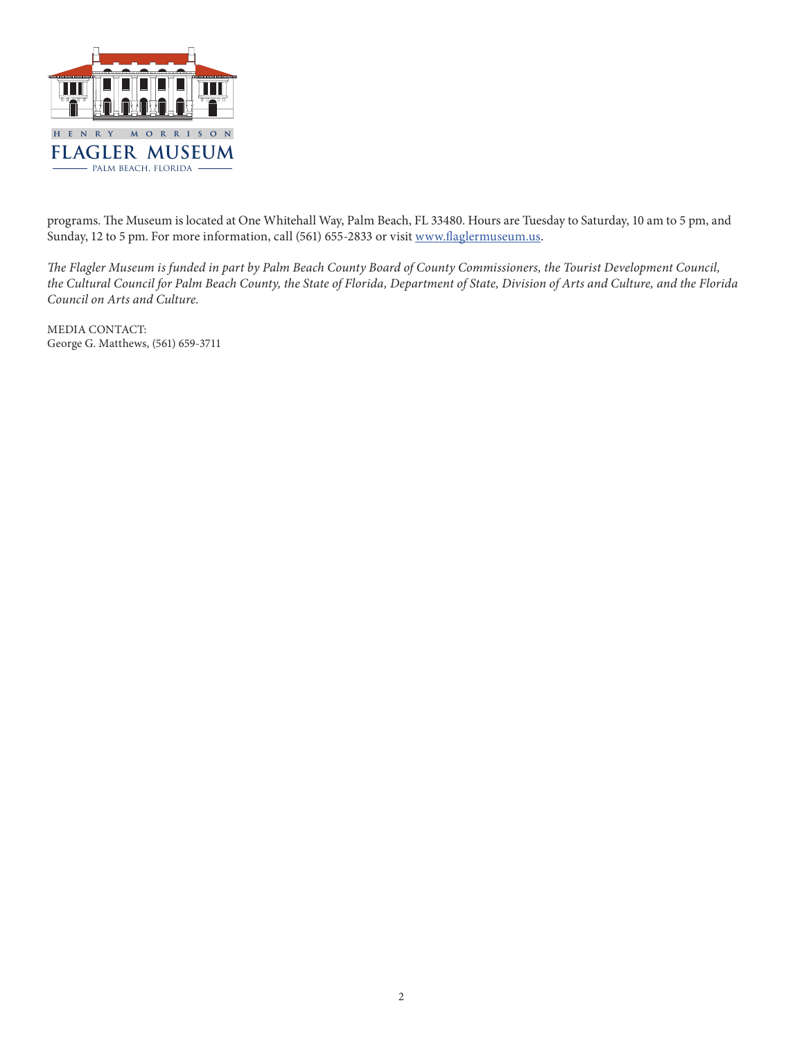HENRY MORRISON
FLAGLER MUSEUM
PALM BEACH, FLORIDA

programs. The Museum is located at One Whitehall Way, Palm Beach, FL 33480. Hours are Tuesday to Saturday, 10 am to 5 pm, and Sunday, 12 to 5 pm. For more information, call (561) 655-2833 or visit [www.flaglermuseum.us](http://www.flaglermuseum.us).

*The Flagler Museum is funded in part by Palm Beach County Board of County Commissioners, the Tourist Development Council, the Cultural Council for Palm Beach County, the State of Florida, Department of State, Division of Arts and Culture, and the Florida Council on Arts and Culture.*

MEDIA CONTACT:
George G. Matthews, (561) 659-3711